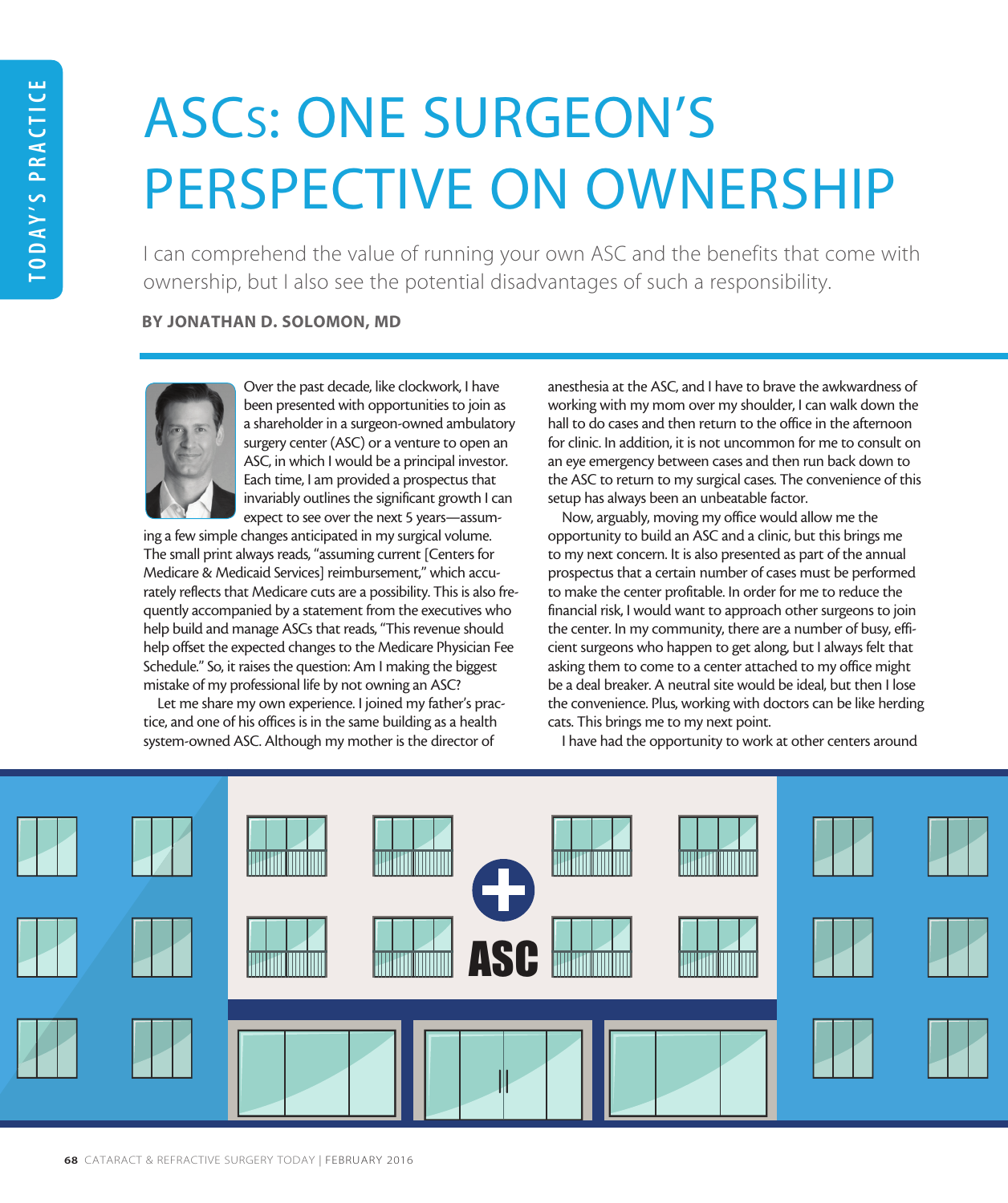# ASCs: ONE SURGEON'S PERSPECTIVE ON OWNERSHIP

I can comprehend the value of running your own ASC and the benefits that come with ownership, but I also see the potential disadvantages of such a responsibility.

**BY JONATHAN D. SOLOMON, MD**

Over the past decade, like clockwork, I have been presented with opportunities to join as a shareholder in a surgeon-owned ambulatory surgery center (ASC) or a venture to open an ASC, in which I would be a principal investor. Each time, I am provided a prospectus that invariably outlines the significant growth I can expect to see over the next 5 years—assuming a few simple changes anticipated in my surgical volume. The small print always reads, "assuming current [Centers for Medicare & Medicaid Services] reimbursement," which accurately reflects that Medicare cuts are a possibility. This is also frequently accompanied by a statement from the executives who help build and manage ASCs that reads, "This revenue should help offset the expected changes to the Medicare Physician Fee Schedule." So, it raises the question: Am I making the biggest mistake of my professional life by not owning an ASC?

Let me share my own experience. I joined my father's practice, and one of his offices is in the same building as a health system-owned ASC. Although my mother is the director of anesthesia at the ASC, and I have to brave the awkwardness of working with my mom over my shoulder, I can walk down the hall to do cases and then return to the office in the afternoon for clinic. In addition, it is not uncommon for me to consult on an eye emergency between cases and then run back down to the ASC to return to my surgical cases. The convenience of this setup has always been an unbeatable factor.

Now, arguably, moving my office would allow me the opportunity to build an ASC and a clinic, but this brings me to my next concern. It is also presented as part of the annual prospectus that a certain number of cases must be performed to make the center profitable. In order for me to reduce the financial risk, I would want to approach other surgeons to join the center. In my community, there are a number of busy, efficient surgeons who happen to get along, but I always felt that asking them to come to a center attached to my office might be a deal breaker. A neutral site would be ideal, but then I lose the convenience. Plus, working with doctors can be like herding cats. This brings me to my next point.

I have had the opportunity to work at other centers around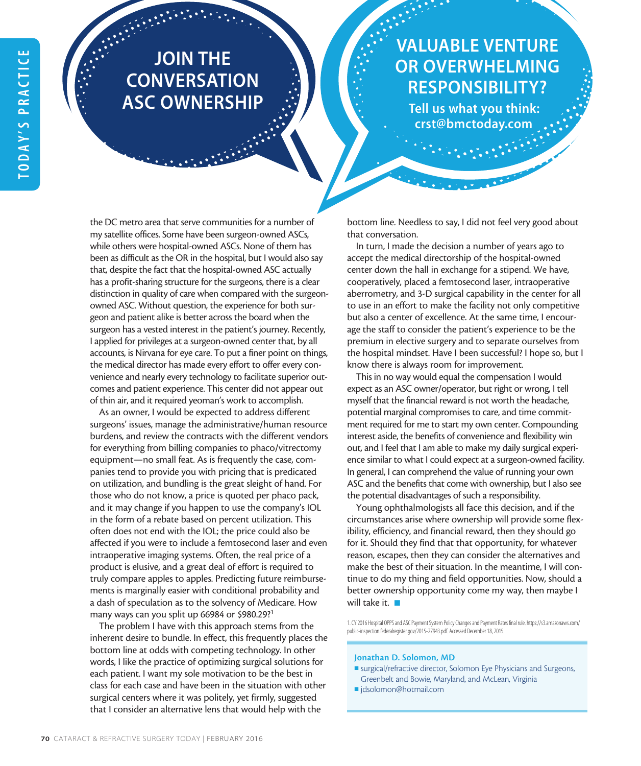## JOIN THE CONVERSATION ASC OWNERSHIP

## VALUABLE VENTURE OR OVERWHELMING RESPONSIBILITY?

**Tell us what you think: crst@bmctoday.com**

the DC metro area that serve communities for a number of my satellite offices. Some have been surgeon-owned ASCs, while others were hospital-owned ASCs. None of them has been as difficult as the OR in the hospital, but I would also say that, despite the fact that the hospital-owned ASC actually has a profit-sharing structure for the surgeons, there is a clear distinction in quality of care when compared with the surgeon-owned ASC. Without question, the experience for both surgeon and patient alike is better across the board when the surgeon has a vested interest in the patient's journey. Recently, I applied for privileges at a surgeon-owned center that, by all accounts, is Nirvana for eye care. To put a finer point on things, the medical director has made every effort to offer every convenience and nearly every technology to facilitate superior outcomes and patient experience. This center did not appear out of thin air, and it required yeoman's work to accomplish.

As an owner, I would be expected to address different surgeons' issues, manage the administrative/human resource burdens, and review the contracts with the different vendors for everything from billing companies to phaco/vitrectomy equipment—no small feat. As is frequently the case, companies tend to provide you with pricing that is predicated on utilization, and bundling is the great sleight of hand. For those who do not know, a price is quoted per phaco pack, and it may change if you happen to use the company's IOL in the form of a rebate based on percent utilization. This often does not end with the IOL; the price could also be affected if you were to include a femtosecond laser and even intraoperative imaging systems. Often, the real price of a product is elusive, and a great deal of effort is required to truly compare apples to apples. Predicting future reimbursements is marginally easier with conditional probability and a dash of speculation as to the solvency of Medicare. How many ways can you split up 66984 or $980.29?[1]

The problem I have with this approach stems from the inherent desire to bundle. In effect, this frequently places the bottom line at odds with competing technology. In other words, I like the practice of optimizing surgical solutions for each patient. I want my sole motivation to be the best in class for each case and have been in the situation with other surgical centers where it was politely, yet firmly, suggested that I consider an alternative lens that would help with the bottom line. Needless to say, I did not feel very good about that conversation.

In turn, I made the decision a number of years ago to accept the medical directorship of the hospital-owned center down the hall in exchange for a stipend. We have, cooperatively, placed a femtosecond laser, intraoperative aberrometry, and 3-D surgical capability in the center for all to use in an effort to make the facility not only competitive but also a center of excellence. At the same time, I encourage the staff to consider the patient's experience to be the premium in elective surgery and to separate ourselves from the hospital mindset. Have I been successful? I hope so, but I know there is always room for improvement.

This in no way would equal the compensation I would expect as an ASC owner/operator, but right or wrong, I tell myself that the financial reward is not worth the headache, potential marginal compromises to care, and time commitment required for me to start my own center. Compounding interest aside, the benefits of convenience and flexibility win out, and I feel that I am able to make my daily surgical experience similar to what I could expect at a surgeon-owned facility. In general, I can comprehend the value of running your own ASC and the benefits that come with ownership, but I also see the potential disadvantages of such a responsibility.

Young ophthalmologists all face this decision, and if the circumstances arise where ownership will provide some flexibility, efficiency, and financial reward, then they should go for it. Should they find that that opportunity, for whatever reason, escapes, then they can consider the alternatives and make the best of their situation. In the meantime, I will continue to do my thing and field opportunities. Now, should a better ownership opportunity come my way, then maybe I will take it. ■

1. CY 2016 Hospital OPPS and ASC Payment System Policy Changes and Payment Rates final rule. https://s3.amazonaws.com/public-inspection.federalregister.gov/2015-27943.pdf. Accessed December 18, 2015.

**Jonathan D. Solomon, MD**
- surgical/refractive director, Solomon Eye Physicians and Surgeons, Greenbelt and Bowie, Maryland, and McLean, Virginia
- jdsolomon@hotmail.com